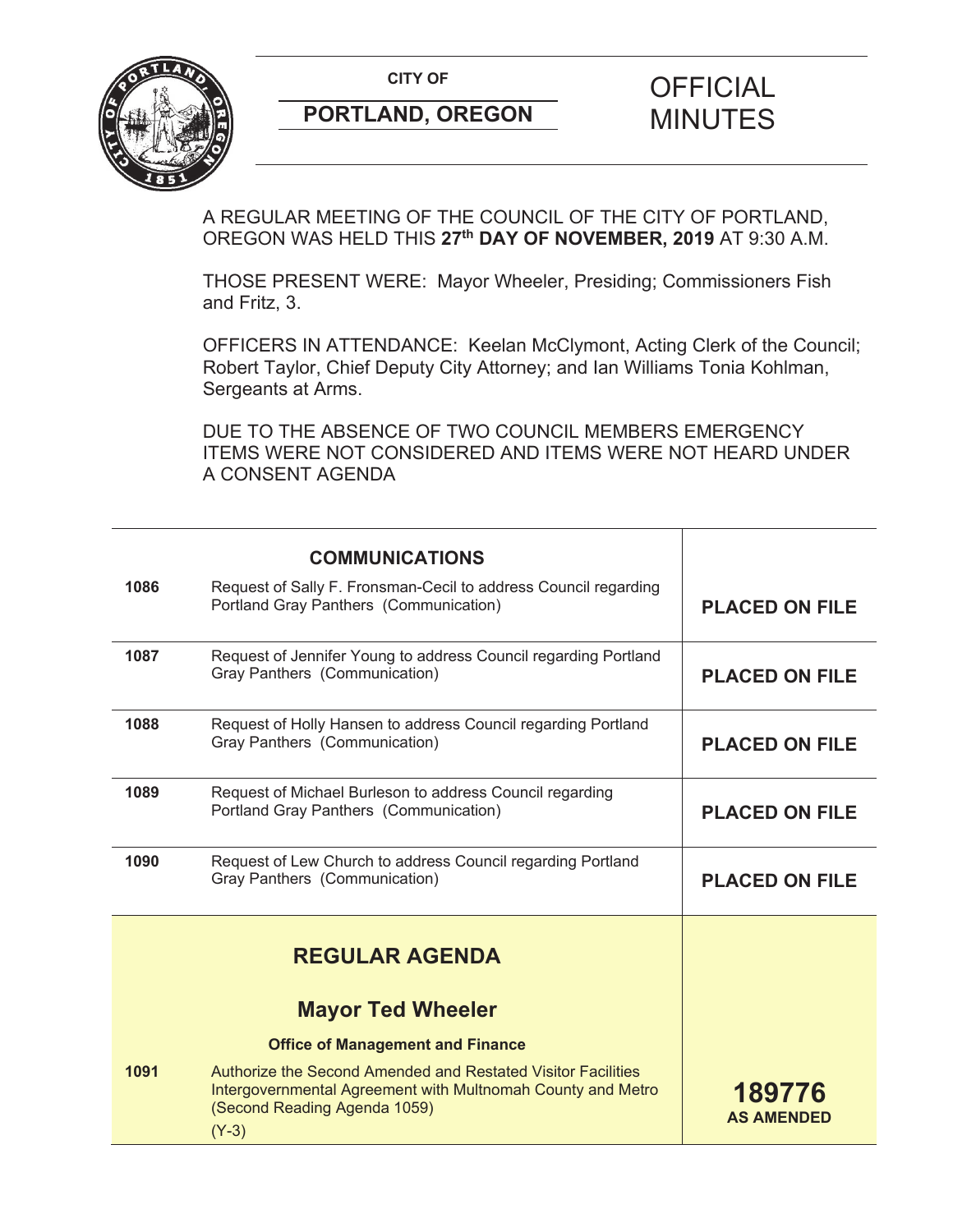CITY OF

**PORTLAND, OREGON**

# OFFICIAL MINUTES

A REGULAR MEETING OF THE COUNCIL OF THE CITY OF PORTLAND, OREGON WAS HELD THIS **27th DAY OF NOVEMBER, 2019** AT 9:30 A.M.

THOSE PRESENT WERE: Mayor Wheeler, Presiding; Commissioners Fish and Fritz, 3.

OFFICERS IN ATTENDANCE: Keelan McClymont, Acting Clerk of the Council; Robert Taylor, Chief Deputy City Attorney; and Ian Williams Tonia Kohlman, Sergeants at Arms.

DUE TO THE ABSENCE OF TWO COUNCIL MEMBERS EMERGENCY ITEMS WERE NOT CONSIDERED AND ITEMS WERE NOT HEARD UNDER A CONSENT AGENDA

| | **COMMUNICATIONS** | |
|---|---|---|
| 1086 | Request of Sally F. Fronsman-Cecil to address Council regarding Portland Gray Panthers (Communication) | **PLACED ON FILE** |
| 1087 | Request of Jennifer Young to address Council regarding Portland Gray Panthers (Communication) | **PLACED ON FILE** |
| 1088 | Request of Holly Hansen to address Council regarding Portland Gray Panthers (Communication) | **PLACED ON FILE** |
| 1089 | Request of Michael Burleson to address Council regarding Portland Gray Panthers (Communication) | **PLACED ON FILE** |
| 1090 | Request of Lew Church to address Council regarding Portland Gray Panthers (Communication) | **PLACED ON FILE** |
| | **REGULAR AGENDA** | |
| | **Mayor Ted Wheeler** | |
| | **Office of Management and Finance** | |
| 1091 | Authorize the Second Amended and Restated Visitor Facilities Intergovernmental Agreement with Multnomah County and Metro (Second Reading Agenda 1059) (Y-3) | **189776 AS AMENDED** |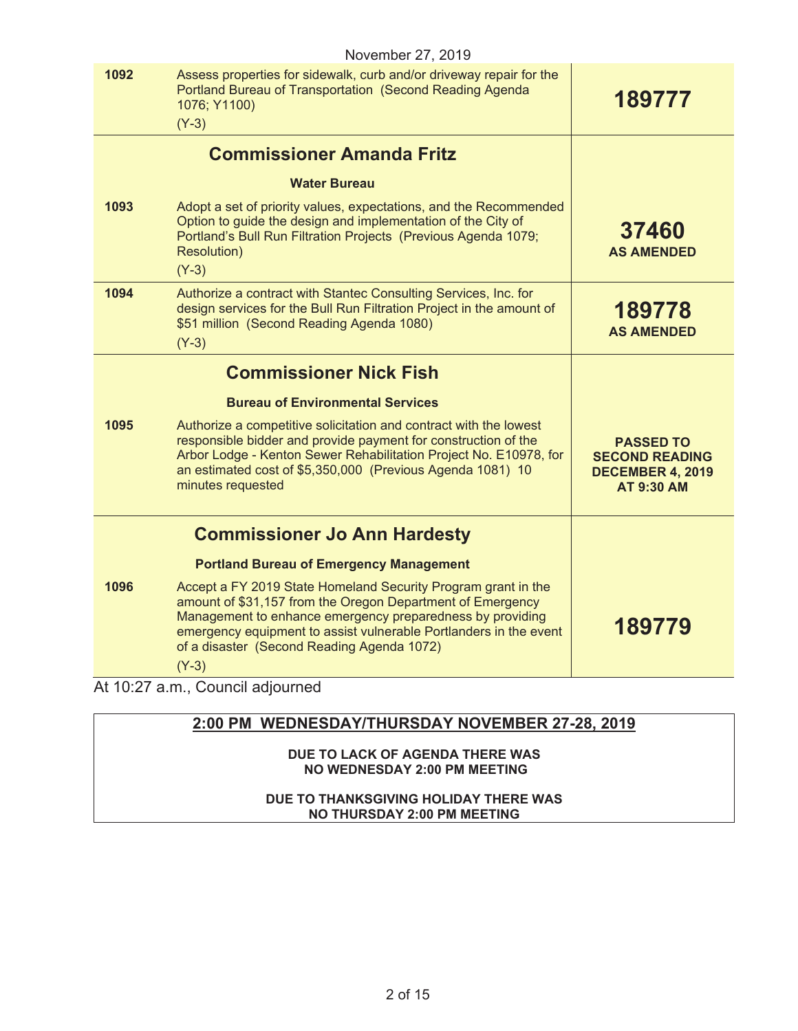November 27, 2019

| | | |
|---|---|---|
| **1092** | Assess properties for sidewalk, curb and/or driveway repair for the Portland Bureau of Transportation (Second Reading Agenda 1076; Y1100)<br>(Y-3) | **189777** |
| | **Commissioner Amanda Fritz**<br>**Water Bureau** | |
| **1093** | Adopt a set of priority values, expectations, and the Recommended Option to guide the design and implementation of the City of Portland's Bull Run Filtration Projects (Previous Agenda 1079; Resolution)<br>(Y-3) | **37460**<br>**AS AMENDED** |
| **1094** | Authorize a contract with Stantec Consulting Services, Inc. for design services for the Bull Run Filtration Project in the amount of $51 million (Second Reading Agenda 1080)<br>(Y-3) | **189778**<br>**AS AMENDED** |
| | **Commissioner Nick Fish**<br>**Bureau of Environmental Services** | |
| **1095** | Authorize a competitive solicitation and contract with the lowest responsible bidder and provide payment for construction of the Arbor Lodge - Kenton Sewer Rehabilitation Project No. E10978, for an estimated cost of $5,350,000 (Previous Agenda 1081) 10 minutes requested | **PASSED TO SECOND READING DECEMBER 4, 2019 AT 9:30 AM** |
| | **Commissioner Jo Ann Hardesty**<br>**Portland Bureau of Emergency Management** | |
| **1096** | Accept a FY 2019 State Homeland Security Program grant in the amount of $31,157 from the Oregon Department of Emergency Management to enhance emergency preparedness by providing emergency equipment to assist vulnerable Portlanders in the event of a disaster (Second Reading Agenda 1072)<br>(Y-3) | **189779** |

At 10:27 a.m., Council adjourned

**2:00 PM WEDNESDAY/THURSDAY NOVEMBER 27-28, 2019**

**DUE TO LACK OF AGENDA THERE WAS NO WEDNESDAY 2:00 PM MEETING**

**DUE TO THANKSGIVING HOLIDAY THERE WAS NO THURSDAY 2:00 PM MEETING**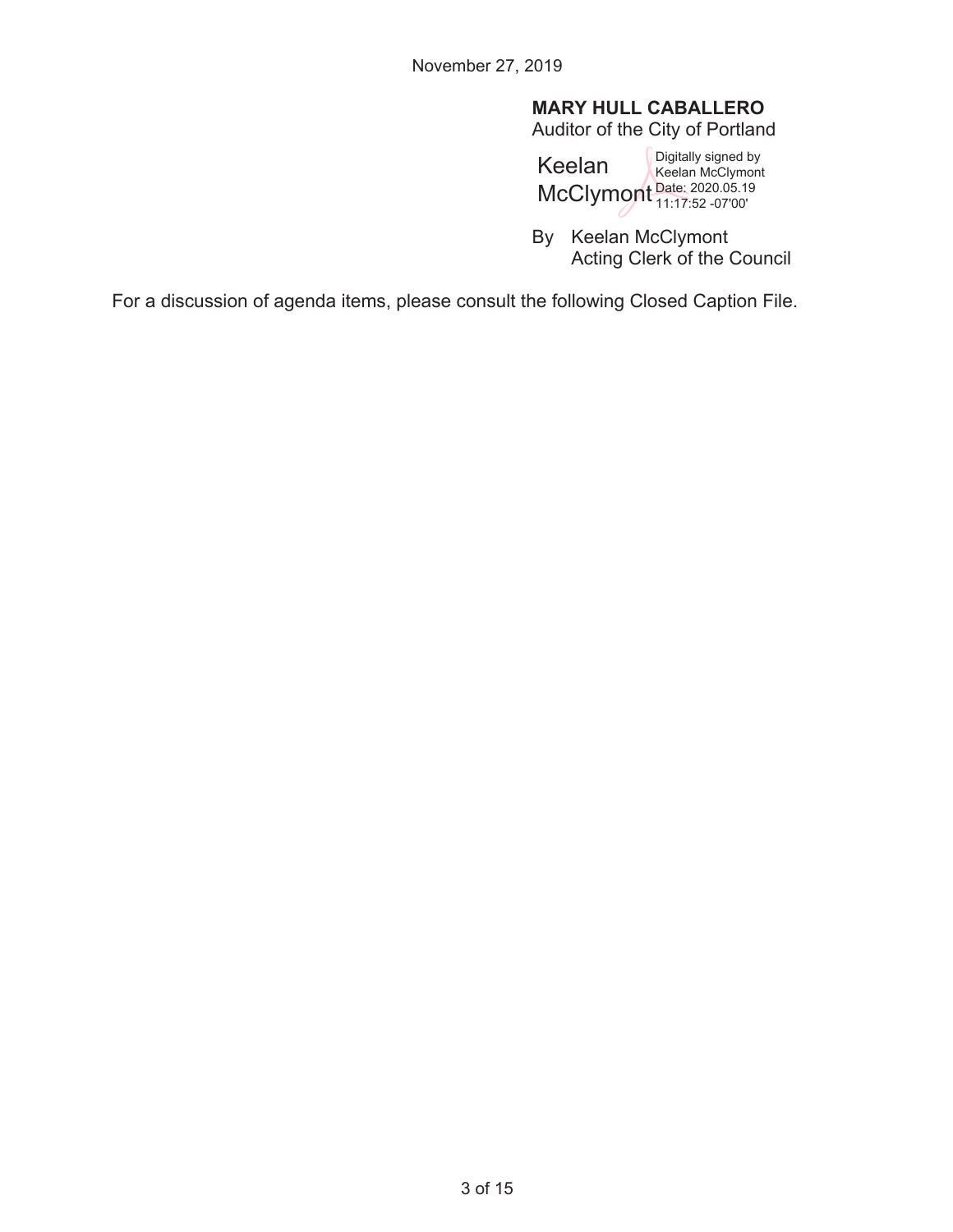November 27, 2019

**MARY HULL CABALLERO**
Auditor of the City of Portland

Keelan McClymont — Digitally signed by Keelan McClymont Date: 2020.05.19 11:17:52 -07'00'

By Keelan McClymont
Acting Clerk of the Council

For a discussion of agenda items, please consult the following Closed Caption File.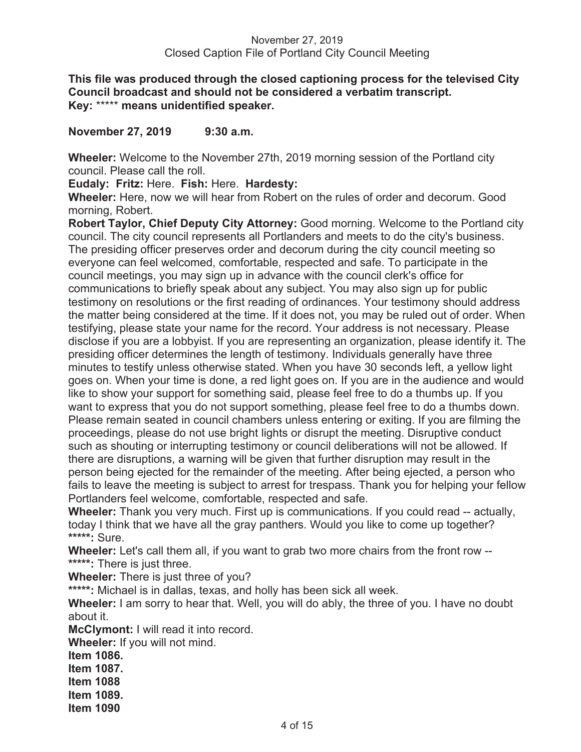**This file was produced through the closed captioning process for the televised City Council broadcast and should not be considered a verbatim transcript.**
**Key:** ***** **means unidentified speaker.**

**November 27, 2019 9:30 a.m.**

**Wheeler:** Welcome to the November 27th, 2019 morning session of the Portland city council. Please call the roll.

**Eudaly: Fritz:** Here. **Fish:** Here. **Hardesty:**

**Wheeler:** Here, now we will hear from Robert on the rules of order and decorum. Good morning, Robert.

**Robert Taylor, Chief Deputy City Attorney:** Good morning. Welcome to the Portland city council. The city council represents all Portlanders and meets to do the city's business. The presiding officer preserves order and decorum during the city council meeting so everyone can feel welcomed, comfortable, respected and safe. To participate in the council meetings, you may sign up in advance with the council clerk's office for communications to briefly speak about any subject. You may also sign up for public testimony on resolutions or the first reading of ordinances. Your testimony should address the matter being considered at the time. If it does not, you may be ruled out of order. When testifying, please state your name for the record. Your address is not necessary. Please disclose if you are a lobbyist. If you are representing an organization, please identify it. The presiding officer determines the length of testimony. Individuals generally have three minutes to testify unless otherwise stated. When you have 30 seconds left, a yellow light goes on. When your time is done, a red light goes on. If you are in the audience and would like to show your support for something said, please feel free to do a thumbs up. If you want to express that you do not support something, please feel free to do a thumbs down. Please remain seated in council chambers unless entering or exiting. If you are filming the proceedings, please do not use bright lights or disrupt the meeting. Disruptive conduct such as shouting or interrupting testimony or council deliberations will not be allowed. If there are disruptions, a warning will be given that further disruption may result in the person being ejected for the remainder of the meeting. After being ejected, a person who fails to leave the meeting is subject to arrest for trespass. Thank you for helping your fellow Portlanders feel welcome, comfortable, respected and safe.

**Wheeler:** Thank you very much. First up is communications. If you could read -- actually, today I think that we have all the gray panthers. Would you like to come up together?

*****:** Sure.

**Wheeler:** Let's call them all, if you want to grab two more chairs from the front row --

*****:** There is just three.

**Wheeler:** There is just three of you?

*****:** Michael is in dallas, texas, and holly has been sick all week.

**Wheeler:** I am sorry to hear that. Well, you will do ably, the three of you. I have no doubt about it.

**McClymont:** I will read it into record.

**Wheeler:** If you will not mind.

**Item 1086.**

**Item 1087.**

**Item 1088**

**Item 1089.**

**Item 1090**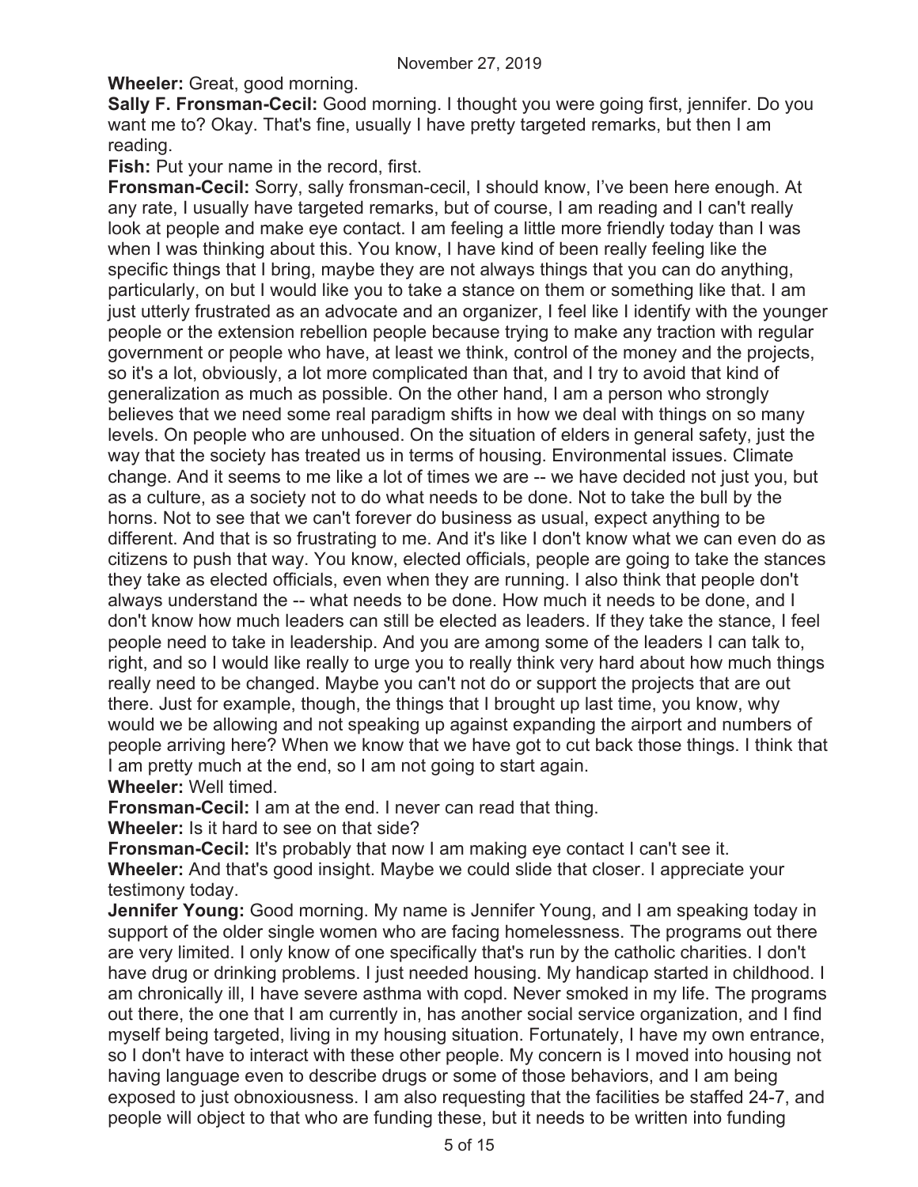**Wheeler:** Great, good morning.

**Sally F. Fronsman-Cecil:** Good morning. I thought you were going first, jennifer. Do you want me to? Okay. That's fine, usually I have pretty targeted remarks, but then I am reading.

**Fish:** Put your name in the record, first.

**Fronsman-Cecil:** Sorry, sally fronsman-cecil, I should know, I've been here enough. At any rate, I usually have targeted remarks, but of course, I am reading and I can't really look at people and make eye contact. I am feeling a little more friendly today than I was when I was thinking about this. You know, I have kind of been really feeling like the specific things that I bring, maybe they are not always things that you can do anything, particularly, on but I would like you to take a stance on them or something like that. I am just utterly frustrated as an advocate and an organizer, I feel like I identify with the younger people or the extension rebellion people because trying to make any traction with regular government or people who have, at least we think, control of the money and the projects, so it's a lot, obviously, a lot more complicated than that, and I try to avoid that kind of generalization as much as possible. On the other hand, I am a person who strongly believes that we need some real paradigm shifts in how we deal with things on so many levels. On people who are unhoused. On the situation of elders in general safety, just the way that the society has treated us in terms of housing. Environmental issues. Climate change. And it seems to me like a lot of times we are -- we have decided not just you, but as a culture, as a society not to do what needs to be done. Not to take the bull by the horns. Not to see that we can't forever do business as usual, expect anything to be different. And that is so frustrating to me. And it's like I don't know what we can even do as citizens to push that way. You know, elected officials, people are going to take the stances they take as elected officials, even when they are running. I also think that people don't always understand the -- what needs to be done. How much it needs to be done, and I don't know how much leaders can still be elected as leaders. If they take the stance, I feel people need to take in leadership. And you are among some of the leaders I can talk to, right, and so I would like really to urge you to really think very hard about how much things really need to be changed. Maybe you can't not do or support the projects that are out there. Just for example, though, the things that I brought up last time, you know, why would we be allowing and not speaking up against expanding the airport and numbers of people arriving here? When we know that we have got to cut back those things. I think that I am pretty much at the end, so I am not going to start again.

**Wheeler:** Well timed.

**Fronsman-Cecil:** I am at the end. I never can read that thing.

**Wheeler:** Is it hard to see on that side?

**Fronsman-Cecil:** It's probably that now I am making eye contact I can't see it.

**Wheeler:** And that's good insight. Maybe we could slide that closer. I appreciate your testimony today.

**Jennifer Young:** Good morning. My name is Jennifer Young, and I am speaking today in support of the older single women who are facing homelessness. The programs out there are very limited. I only know of one specifically that's run by the catholic charities. I don't have drug or drinking problems. I just needed housing. My handicap started in childhood. I am chronically ill, I have severe asthma with copd. Never smoked in my life. The programs out there, the one that I am currently in, has another social service organization, and I find myself being targeted, living in my housing situation. Fortunately, I have my own entrance, so I don't have to interact with these other people. My concern is I moved into housing not having language even to describe drugs or some of those behaviors, and I am being exposed to just obnoxiousness. I am also requesting that the facilities be staffed 24-7, and people will object to that who are funding these, but it needs to be written into funding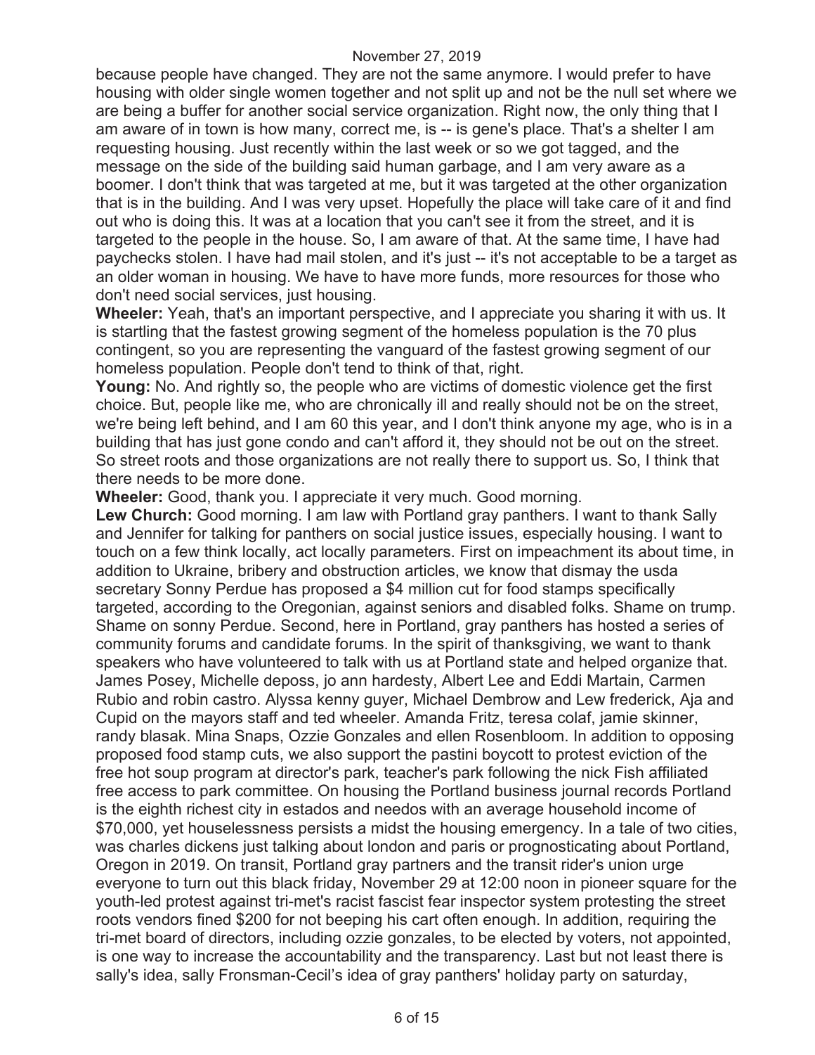because people have changed. They are not the same anymore. I would prefer to have housing with older single women together and not split up and not be the null set where we are being a buffer for another social service organization. Right now, the only thing that I am aware of in town is how many, correct me, is -- is gene's place. That's a shelter I am requesting housing. Just recently within the last week or so we got tagged, and the message on the side of the building said human garbage, and I am very aware as a boomer. I don't think that was targeted at me, but it was targeted at the other organization that is in the building. And I was very upset. Hopefully the place will take care of it and find out who is doing this. It was at a location that you can't see it from the street, and it is targeted to the people in the house. So, I am aware of that. At the same time, I have had paychecks stolen. I have had mail stolen, and it's just -- it's not acceptable to be a target as an older woman in housing. We have to have more funds, more resources for those who don't need social services, just housing.

**Wheeler:** Yeah, that's an important perspective, and I appreciate you sharing it with us. It is startling that the fastest growing segment of the homeless population is the 70 plus contingent, so you are representing the vanguard of the fastest growing segment of our homeless population. People don't tend to think of that, right.

**Young:** No. And rightly so, the people who are victims of domestic violence get the first choice. But, people like me, who are chronically ill and really should not be on the street, we're being left behind, and I am 60 this year, and I don't think anyone my age, who is in a building that has just gone condo and can't afford it, they should not be out on the street. So street roots and those organizations are not really there to support us. So, I think that there needs to be more done.

**Wheeler:** Good, thank you. I appreciate it very much. Good morning.

**Lew Church:** Good morning. I am law with Portland gray panthers. I want to thank Sally and Jennifer for talking for panthers on social justice issues, especially housing. I want to touch on a few think locally, act locally parameters. First on impeachment its about time, in addition to Ukraine, bribery and obstruction articles, we know that dismay the usda secretary Sonny Perdue has proposed a $4 million cut for food stamps specifically targeted, according to the Oregonian, against seniors and disabled folks. Shame on trump. Shame on sonny Perdue. Second, here in Portland, gray panthers has hosted a series of community forums and candidate forums. In the spirit of thanksgiving, we want to thank speakers who have volunteered to talk with us at Portland state and helped organize that. James Posey, Michelle deposs, jo ann hardesty, Albert Lee and Eddi Martain, Carmen Rubio and robin castro. Alyssa kenny guyer, Michael Dembrow and Lew frederick, Aja and Cupid on the mayors staff and ted wheeler. Amanda Fritz, teresa colaf, jamie skinner, randy blasak. Mina Snaps, Ozzie Gonzales and ellen Rosenbloom. In addition to opposing proposed food stamp cuts, we also support the pastini boycott to protest eviction of the free hot soup program at director's park, teacher's park following the nick Fish affiliated free access to park committee. On housing the Portland business journal records Portland is the eighth richest city in estados and needos with an average household income of $70,000, yet houselessness persists a midst the housing emergency. In a tale of two cities, was charles dickens just talking about london and paris or prognosticating about Portland, Oregon in 2019. On transit, Portland gray partners and the transit rider's union urge everyone to turn out this black friday, November 29 at 12:00 noon in pioneer square for the youth-led protest against tri-met's racist fascist fear inspector system protesting the street roots vendors fined $200 for not beeping his cart often enough. In addition, requiring the tri-met board of directors, including ozzie gonzales, to be elected by voters, not appointed, is one way to increase the accountability and the transparency. Last but not least there is sally's idea, sally Fronsman-Cecil's idea of gray panthers' holiday party on saturday,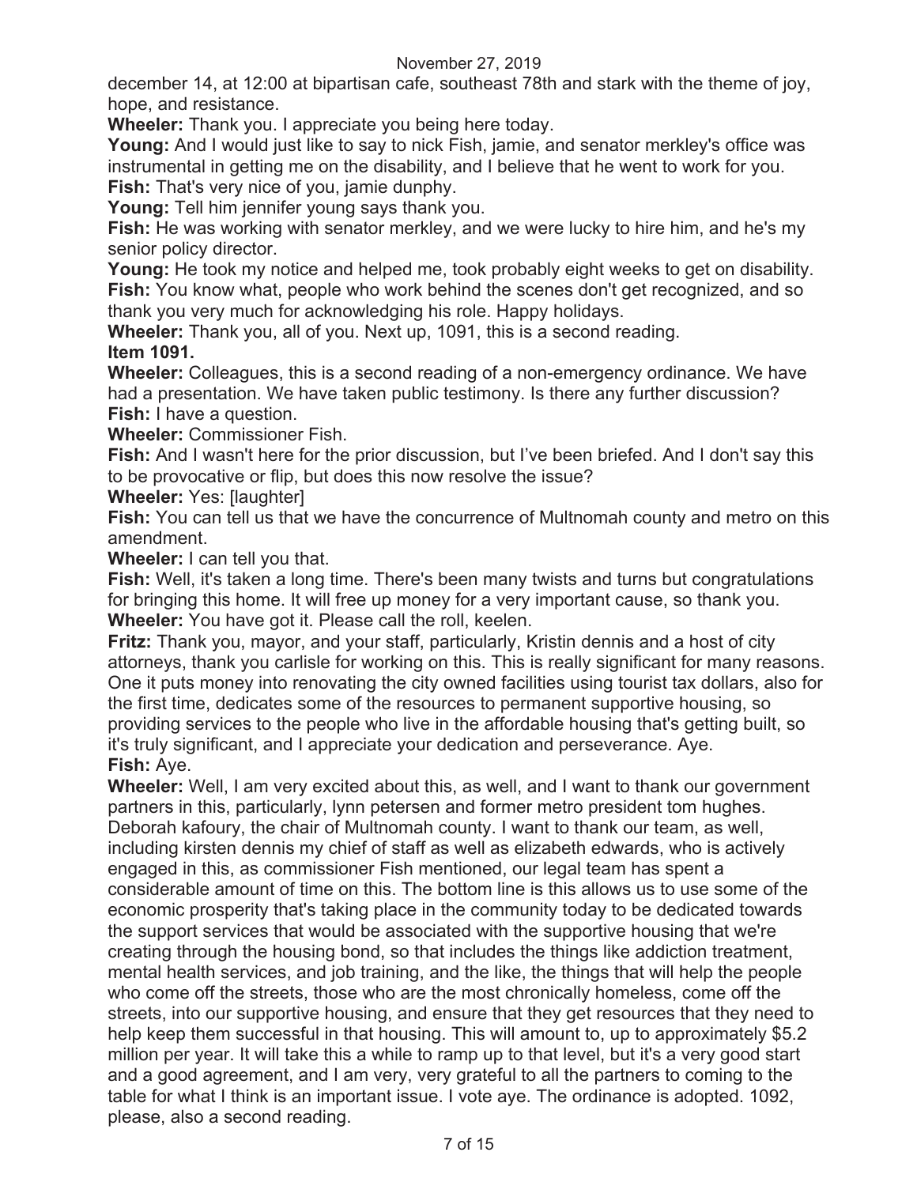december 14, at 12:00 at bipartisan cafe, southeast 78th and stark with the theme of joy, hope, and resistance.

**Wheeler:** Thank you. I appreciate you being here today.

**Young:** And I would just like to say to nick Fish, jamie, and senator merkley's office was instrumental in getting me on the disability, and I believe that he went to work for you.

**Fish:** That's very nice of you, jamie dunphy.

**Young:** Tell him jennifer young says thank you.

**Fish:** He was working with senator merkley, and we were lucky to hire him, and he's my senior policy director.

**Young:** He took my notice and helped me, took probably eight weeks to get on disability.

**Fish:** You know what, people who work behind the scenes don't get recognized, and so thank you very much for acknowledging his role. Happy holidays.

**Wheeler:** Thank you, all of you. Next up, 1091, this is a second reading.

**Item 1091.**

**Wheeler:** Colleagues, this is a second reading of a non-emergency ordinance. We have had a presentation. We have taken public testimony. Is there any further discussion?

**Fish:** I have a question.

**Wheeler:** Commissioner Fish.

**Fish:** And I wasn't here for the prior discussion, but I've been briefed. And I don't say this to be provocative or flip, but does this now resolve the issue?

**Wheeler:** Yes: [laughter]

**Fish:** You can tell us that we have the concurrence of Multnomah county and metro on this amendment.

**Wheeler:** I can tell you that.

**Fish:** Well, it's taken a long time. There's been many twists and turns but congratulations for bringing this home. It will free up money for a very important cause, so thank you.

**Wheeler:** You have got it. Please call the roll, keelen.

**Fritz:** Thank you, mayor, and your staff, particularly, Kristin dennis and a host of city attorneys, thank you carlisle for working on this. This is really significant for many reasons. One it puts money into renovating the city owned facilities using tourist tax dollars, also for the first time, dedicates some of the resources to permanent supportive housing, so providing services to the people who live in the affordable housing that's getting built, so it's truly significant, and I appreciate your dedication and perseverance. Aye.

**Fish:** Aye.

**Wheeler:** Well, I am very excited about this, as well, and I want to thank our government partners in this, particularly, lynn petersen and former metro president tom hughes. Deborah kafoury, the chair of Multnomah county. I want to thank our team, as well, including kirsten dennis my chief of staff as well as elizabeth edwards, who is actively engaged in this, as commissioner Fish mentioned, our legal team has spent a considerable amount of time on this. The bottom line is this allows us to use some of the economic prosperity that's taking place in the community today to be dedicated towards the support services that would be associated with the supportive housing that we're creating through the housing bond, so that includes the things like addiction treatment, mental health services, and job training, and the like, the things that will help the people who come off the streets, those who are the most chronically homeless, come off the streets, into our supportive housing, and ensure that they get resources that they need to help keep them successful in that housing. This will amount to, up to approximately $5.2 million per year. It will take this a while to ramp up to that level, but it's a very good start and a good agreement, and I am very, very grateful to all the partners to coming to the table for what I think is an important issue. I vote aye. The ordinance is adopted. 1092, please, also a second reading.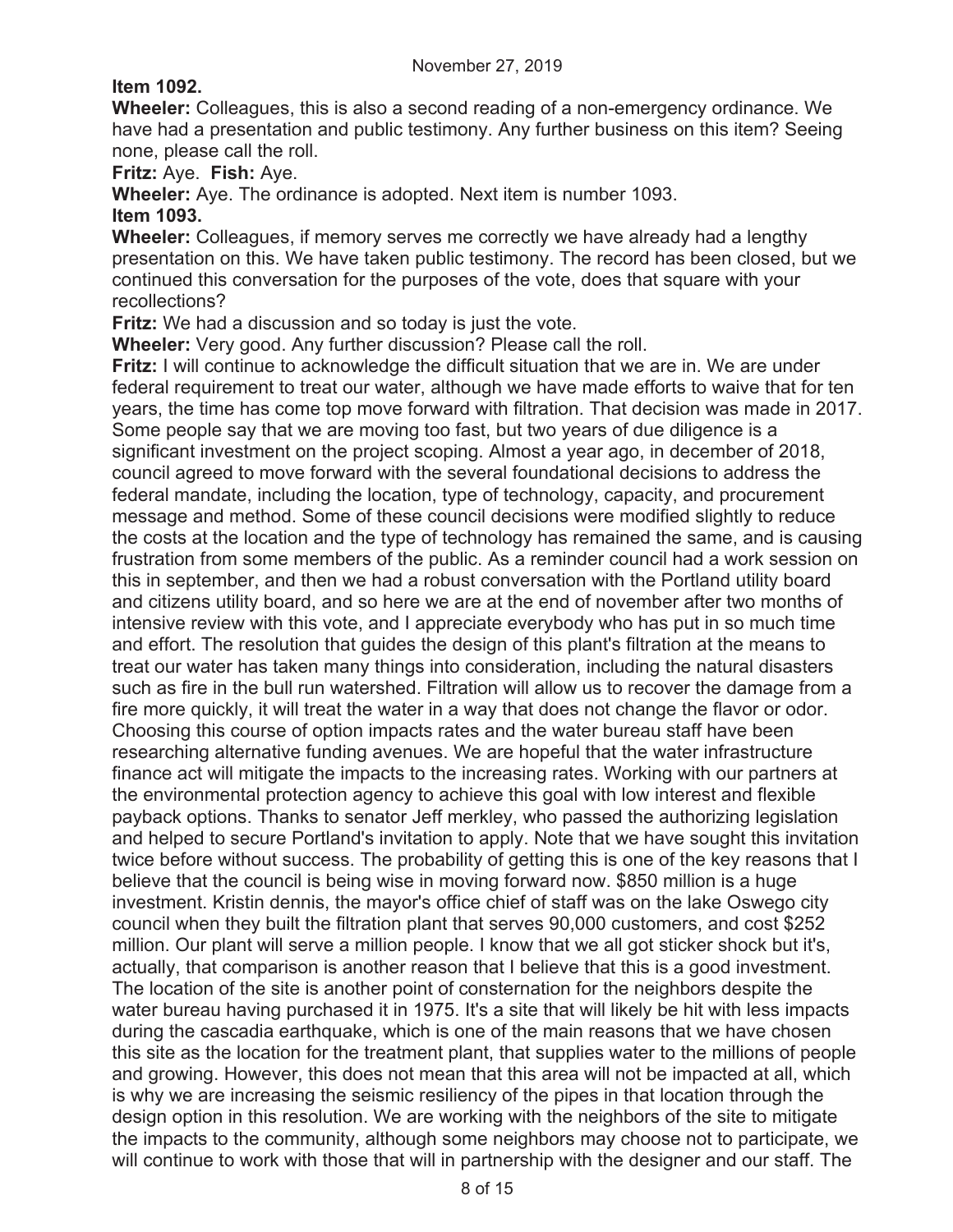**Item 1092.**

**Wheeler:** Colleagues, this is also a second reading of a non-emergency ordinance. We have had a presentation and public testimony. Any further business on this item? Seeing none, please call the roll.

**Fritz:** Aye. **Fish:** Aye.

**Wheeler:** Aye. The ordinance is adopted. Next item is number 1093.

**Item 1093.**

**Wheeler:** Colleagues, if memory serves me correctly we have already had a lengthy presentation on this. We have taken public testimony. The record has been closed, but we continued this conversation for the purposes of the vote, does that square with your recollections?

**Fritz:** We had a discussion and so today is just the vote.

**Wheeler:** Very good. Any further discussion? Please call the roll.

**Fritz:** I will continue to acknowledge the difficult situation that we are in. We are under federal requirement to treat our water, although we have made efforts to waive that for ten years, the time has come top move forward with filtration. That decision was made in 2017. Some people say that we are moving too fast, but two years of due diligence is a significant investment on the project scoping. Almost a year ago, in december of 2018, council agreed to move forward with the several foundational decisions to address the federal mandate, including the location, type of technology, capacity, and procurement message and method. Some of these council decisions were modified slightly to reduce the costs at the location and the type of technology has remained the same, and is causing frustration from some members of the public. As a reminder council had a work session on this in september, and then we had a robust conversation with the Portland utility board and citizens utility board, and so here we are at the end of november after two months of intensive review with this vote, and I appreciate everybody who has put in so much time and effort. The resolution that guides the design of this plant's filtration at the means to treat our water has taken many things into consideration, including the natural disasters such as fire in the bull run watershed. Filtration will allow us to recover the damage from a fire more quickly, it will treat the water in a way that does not change the flavor or odor. Choosing this course of option impacts rates and the water bureau staff have been researching alternative funding avenues. We are hopeful that the water infrastructure finance act will mitigate the impacts to the increasing rates. Working with our partners at the environmental protection agency to achieve this goal with low interest and flexible payback options. Thanks to senator Jeff merkley, who passed the authorizing legislation and helped to secure Portland's invitation to apply. Note that we have sought this invitation twice before without success. The probability of getting this is one of the key reasons that I believe that the council is being wise in moving forward now. $850 million is a huge investment. Kristin dennis, the mayor's office chief of staff was on the lake Oswego city council when they built the filtration plant that serves 90,000 customers, and cost $252 million. Our plant will serve a million people. I know that we all got sticker shock but it's, actually, that comparison is another reason that I believe that this is a good investment. The location of the site is another point of consternation for the neighbors despite the water bureau having purchased it in 1975. It's a site that will likely be hit with less impacts during the cascadia earthquake, which is one of the main reasons that we have chosen this site as the location for the treatment plant, that supplies water to the millions of people and growing. However, this does not mean that this area will not be impacted at all, which is why we are increasing the seismic resiliency of the pipes in that location through the design option in this resolution. We are working with the neighbors of the site to mitigate the impacts to the community, although some neighbors may choose not to participate, we will continue to work with those that will in partnership with the designer and our staff. The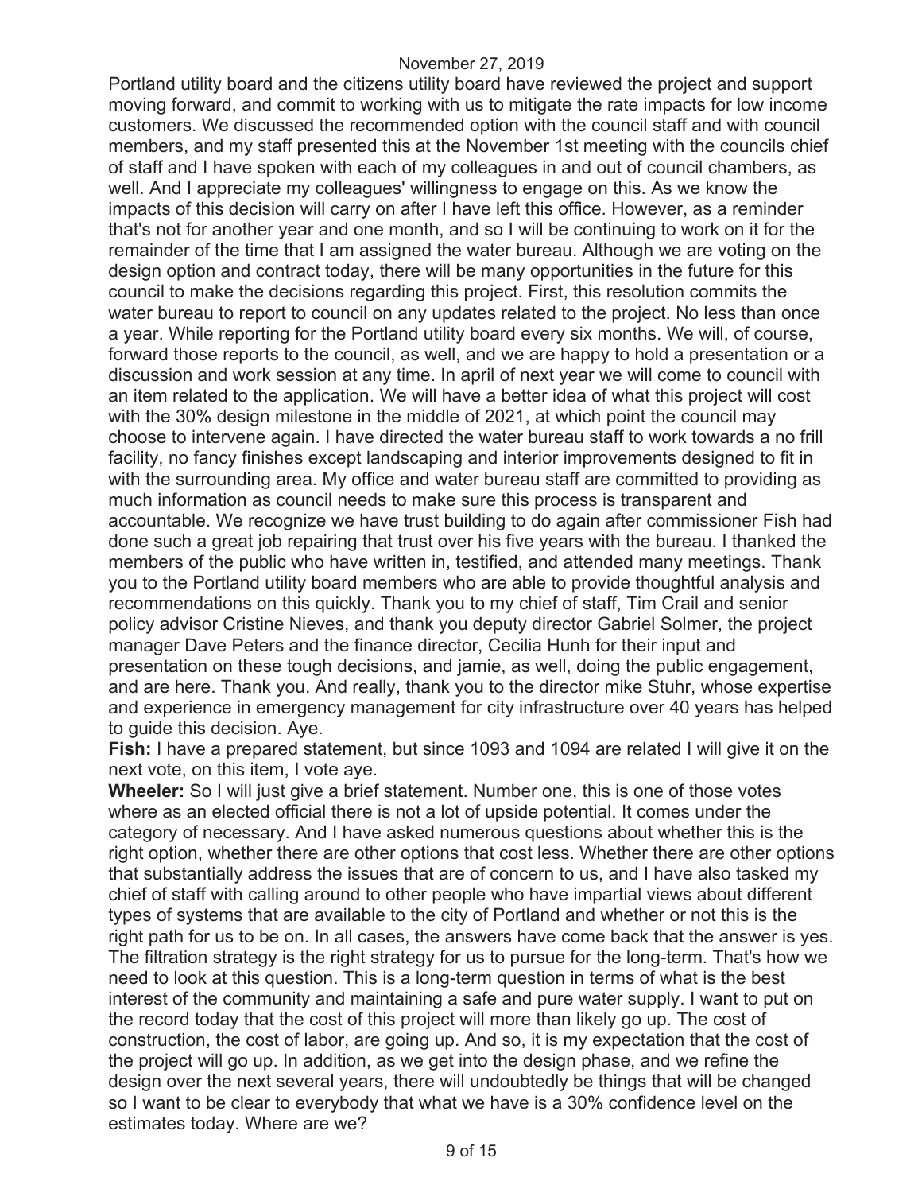Portland utility board and the citizens utility board have reviewed the project and support moving forward, and commit to working with us to mitigate the rate impacts for low income customers. We discussed the recommended option with the council staff and with council members, and my staff presented this at the November 1st meeting with the councils chief of staff and I have spoken with each of my colleagues in and out of council chambers, as well. And I appreciate my colleagues' willingness to engage on this. As we know the impacts of this decision will carry on after I have left this office. However, as a reminder that's not for another year and one month, and so I will be continuing to work on it for the remainder of the time that I am assigned the water bureau. Although we are voting on the design option and contract today, there will be many opportunities in the future for this council to make the decisions regarding this project. First, this resolution commits the water bureau to report to council on any updates related to the project. No less than once a year. While reporting for the Portland utility board every six months. We will, of course, forward those reports to the council, as well, and we are happy to hold a presentation or a discussion and work session at any time. In april of next year we will come to council with an item related to the application. We will have a better idea of what this project will cost with the 30% design milestone in the middle of 2021, at which point the council may choose to intervene again. I have directed the water bureau staff to work towards a no frill facility, no fancy finishes except landscaping and interior improvements designed to fit in with the surrounding area. My office and water bureau staff are committed to providing as much information as council needs to make sure this process is transparent and accountable. We recognize we have trust building to do again after commissioner Fish had done such a great job repairing that trust over his five years with the bureau. I thanked the members of the public who have written in, testified, and attended many meetings. Thank you to the Portland utility board members who are able to provide thoughtful analysis and recommendations on this quickly. Thank you to my chief of staff, Tim Crail and senior policy advisor Cristine Nieves, and thank you deputy director Gabriel Solmer, the project manager Dave Peters and the finance director, Cecilia Hunh for their input and presentation on these tough decisions, and jamie, as well, doing the public engagement, and are here. Thank you. And really, thank you to the director mike Stuhr, whose expertise and experience in emergency management for city infrastructure over 40 years has helped to guide this decision. Aye.

**Fish:** I have a prepared statement, but since 1093 and 1094 are related I will give it on the next vote, on this item, I vote aye.

**Wheeler:** So I will just give a brief statement. Number one, this is one of those votes where as an elected official there is not a lot of upside potential. It comes under the category of necessary. And I have asked numerous questions about whether this is the right option, whether there are other options that cost less. Whether there are other options that substantially address the issues that are of concern to us, and I have also tasked my chief of staff with calling around to other people who have impartial views about different types of systems that are available to the city of Portland and whether or not this is the right path for us to be on. In all cases, the answers have come back that the answer is yes. The filtration strategy is the right strategy for us to pursue for the long-term. That's how we need to look at this question. This is a long-term question in terms of what is the best interest of the community and maintaining a safe and pure water supply. I want to put on the record today that the cost of this project will more than likely go up. The cost of construction, the cost of labor, are going up. And so, it is my expectation that the cost of the project will go up. In addition, as we get into the design phase, and we refine the design over the next several years, there will undoubtedly be things that will be changed so I want to be clear to everybody that what we have is a 30% confidence level on the estimates today. Where are we?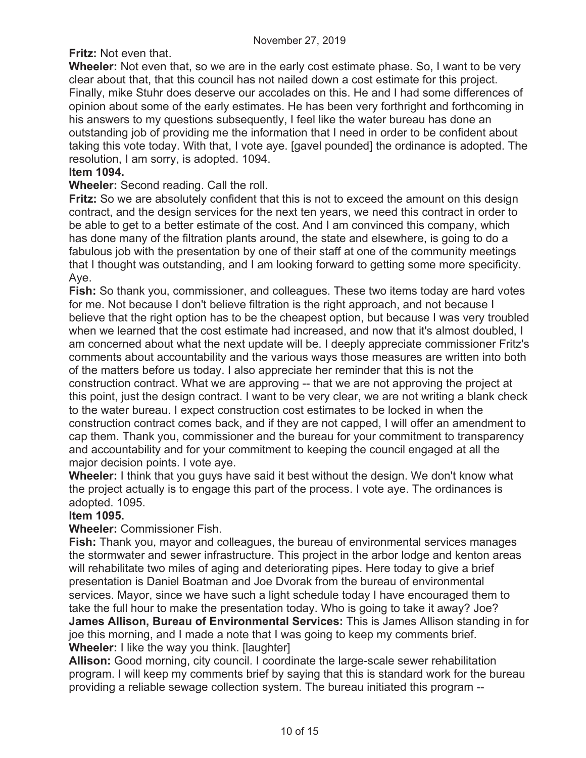**Fritz:** Not even that.

**Wheeler:** Not even that, so we are in the early cost estimate phase. So, I want to be very clear about that, that this council has not nailed down a cost estimate for this project. Finally, mike Stuhr does deserve our accolades on this. He and I had some differences of opinion about some of the early estimates. He has been very forthright and forthcoming in his answers to my questions subsequently, I feel like the water bureau has done an outstanding job of providing me the information that I need in order to be confident about taking this vote today. With that, I vote aye. [gavel pounded] the ordinance is adopted. The resolution, I am sorry, is adopted. 1094.

**Item 1094.**

**Wheeler:** Second reading. Call the roll.

**Fritz:** So we are absolutely confident that this is not to exceed the amount on this design contract, and the design services for the next ten years, we need this contract in order to be able to get to a better estimate of the cost. And I am convinced this company, which has done many of the filtration plants around, the state and elsewhere, is going to do a fabulous job with the presentation by one of their staff at one of the community meetings that I thought was outstanding, and I am looking forward to getting some more specificity. Aye.

**Fish:** So thank you, commissioner, and colleagues. These two items today are hard votes for me. Not because I don't believe filtration is the right approach, and not because I believe that the right option has to be the cheapest option, but because I was very troubled when we learned that the cost estimate had increased, and now that it's almost doubled, I am concerned about what the next update will be. I deeply appreciate commissioner Fritz's comments about accountability and the various ways those measures are written into both of the matters before us today. I also appreciate her reminder that this is not the construction contract. What we are approving -- that we are not approving the project at this point, just the design contract. I want to be very clear, we are not writing a blank check to the water bureau. I expect construction cost estimates to be locked in when the construction contract comes back, and if they are not capped, I will offer an amendment to cap them. Thank you, commissioner and the bureau for your commitment to transparency and accountability and for your commitment to keeping the council engaged at all the major decision points. I vote aye.

**Wheeler:** I think that you guys have said it best without the design. We don't know what the project actually is to engage this part of the process. I vote aye. The ordinances is adopted. 1095.

**Item 1095.**

**Wheeler:** Commissioner Fish.

**Fish:** Thank you, mayor and colleagues, the bureau of environmental services manages the stormwater and sewer infrastructure. This project in the arbor lodge and kenton areas will rehabilitate two miles of aging and deteriorating pipes. Here today to give a brief presentation is Daniel Boatman and Joe Dvorak from the bureau of environmental services. Mayor, since we have such a light schedule today I have encouraged them to take the full hour to make the presentation today. Who is going to take it away? Joe?

**James Allison, Bureau of Environmental Services:** This is James Allison standing in for joe this morning, and I made a note that I was going to keep my comments brief.

**Wheeler:** I like the way you think. [laughter]

**Allison:** Good morning, city council. I coordinate the large-scale sewer rehabilitation program. I will keep my comments brief by saying that this is standard work for the bureau providing a reliable sewage collection system. The bureau initiated this program --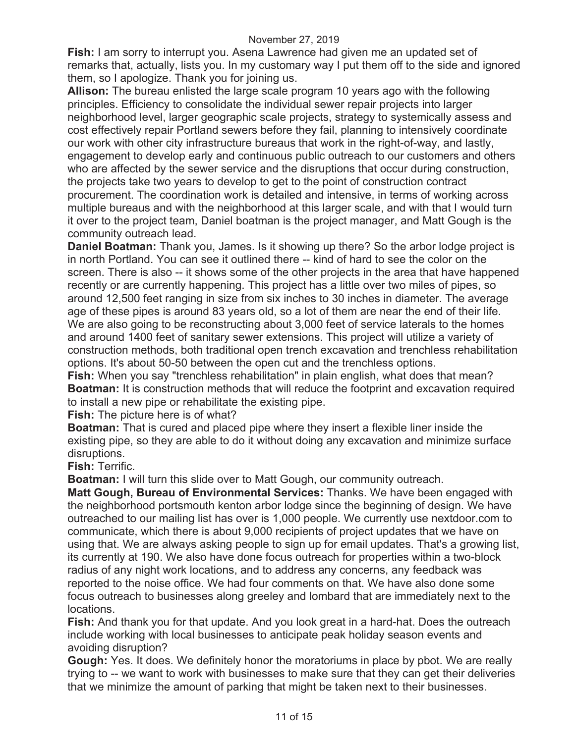**Fish:** I am sorry to interrupt you. Asena Lawrence had given me an updated set of remarks that, actually, lists you. In my customary way I put them off to the side and ignored them, so I apologize. Thank you for joining us.

**Allison:** The bureau enlisted the large scale program 10 years ago with the following principles. Efficiency to consolidate the individual sewer repair projects into larger neighborhood level, larger geographic scale projects, strategy to systemically assess and cost effectively repair Portland sewers before they fail, planning to intensively coordinate our work with other city infrastructure bureaus that work in the right-of-way, and lastly, engagement to develop early and continuous public outreach to our customers and others who are affected by the sewer service and the disruptions that occur during construction, the projects take two years to develop to get to the point of construction contract procurement. The coordination work is detailed and intensive, in terms of working across multiple bureaus and with the neighborhood at this larger scale, and with that I would turn it over to the project team, Daniel boatman is the project manager, and Matt Gough is the community outreach lead.

**Daniel Boatman:** Thank you, James. Is it showing up there? So the arbor lodge project is in north Portland. You can see it outlined there -- kind of hard to see the color on the screen. There is also -- it shows some of the other projects in the area that have happened recently or are currently happening. This project has a little over two miles of pipes, so around 12,500 feet ranging in size from six inches to 30 inches in diameter. The average age of these pipes is around 83 years old, so a lot of them are near the end of their life. We are also going to be reconstructing about 3,000 feet of service laterals to the homes and around 1400 feet of sanitary sewer extensions. This project will utilize a variety of construction methods, both traditional open trench excavation and trenchless rehabilitation options. It's about 50-50 between the open cut and the trenchless options.

**Fish:** When you say "trenchless rehabilitation" in plain english, what does that mean?

**Boatman:** It is construction methods that will reduce the footprint and excavation required to install a new pipe or rehabilitate the existing pipe.

**Fish:** The picture here is of what?

**Boatman:** That is cured and placed pipe where they insert a flexible liner inside the existing pipe, so they are able to do it without doing any excavation and minimize surface disruptions.

**Fish:** Terrific.

**Boatman:** I will turn this slide over to Matt Gough, our community outreach.

**Matt Gough, Bureau of Environmental Services:** Thanks. We have been engaged with the neighborhood portsmouth kenton arbor lodge since the beginning of design. We have outreached to our mailing list has over is 1,000 people. We currently use nextdoor.com to communicate, which there is about 9,000 recipients of project updates that we have on using that. We are always asking people to sign up for email updates. That's a growing list, its currently at 190. We also have done focus outreach for properties within a two-block radius of any night work locations, and to address any concerns, any feedback was reported to the noise office. We had four comments on that. We have also done some focus outreach to businesses along greeley and lombard that are immediately next to the locations.

**Fish:** And thank you for that update. And you look great in a hard-hat. Does the outreach include working with local businesses to anticipate peak holiday season events and avoiding disruption?

**Gough:** Yes. It does. We definitely honor the moratoriums in place by pbot. We are really trying to -- we want to work with businesses to make sure that they can get their deliveries that we minimize the amount of parking that might be taken next to their businesses.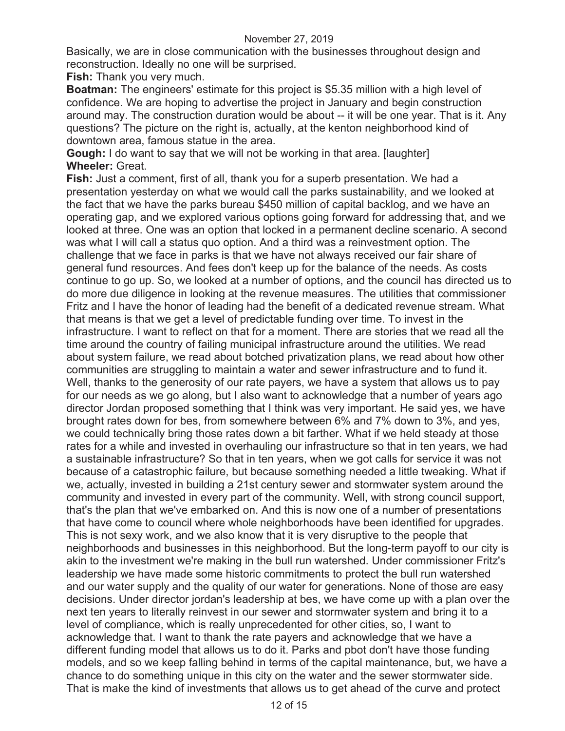Basically, we are in close communication with the businesses throughout design and reconstruction. Ideally no one will be surprised.

**Fish:** Thank you very much.

**Boatman:** The engineers' estimate for this project is $5.35 million with a high level of confidence. We are hoping to advertise the project in January and begin construction around may. The construction duration would be about -- it will be one year. That is it. Any questions? The picture on the right is, actually, at the kenton neighborhood kind of downtown area, famous statue in the area.

**Gough:** I do want to say that we will not be working in that area. [laughter]

**Wheeler:** Great.

**Fish:** Just a comment, first of all, thank you for a superb presentation. We had a presentation yesterday on what we would call the parks sustainability, and we looked at the fact that we have the parks bureau $450 million of capital backlog, and we have an operating gap, and we explored various options going forward for addressing that, and we looked at three. One was an option that locked in a permanent decline scenario. A second was what I will call a status quo option. And a third was a reinvestment option. The challenge that we face in parks is that we have not always received our fair share of general fund resources. And fees don't keep up for the balance of the needs. As costs continue to go up. So, we looked at a number of options, and the council has directed us to do more due diligence in looking at the revenue measures. The utilities that commissioner Fritz and I have the honor of leading had the benefit of a dedicated revenue stream. What that means is that we get a level of predictable funding over time. To invest in the infrastructure. I want to reflect on that for a moment. There are stories that we read all the time around the country of failing municipal infrastructure around the utilities. We read about system failure, we read about botched privatization plans, we read about how other communities are struggling to maintain a water and sewer infrastructure and to fund it. Well, thanks to the generosity of our rate payers, we have a system that allows us to pay for our needs as we go along, but I also want to acknowledge that a number of years ago director Jordan proposed something that I think was very important. He said yes, we have brought rates down for bes, from somewhere between 6% and 7% down to 3%, and yes, we could technically bring those rates down a bit farther. What if we held steady at those rates for a while and invested in overhauling our infrastructure so that in ten years, we had a sustainable infrastructure? So that in ten years, when we got calls for service it was not because of a catastrophic failure, but because something needed a little tweaking. What if we, actually, invested in building a 21st century sewer and stormwater system around the community and invested in every part of the community. Well, with strong council support, that's the plan that we've embarked on. And this is now one of a number of presentations that have come to council where whole neighborhoods have been identified for upgrades. This is not sexy work, and we also know that it is very disruptive to the people that neighborhoods and businesses in this neighborhood. But the long-term payoff to our city is akin to the investment we're making in the bull run watershed. Under commissioner Fritz's leadership we have made some historic commitments to protect the bull run watershed and our water supply and the quality of our water for generations. None of those are easy decisions. Under director jordan's leadership at bes, we have come up with a plan over the next ten years to literally reinvest in our sewer and stormwater system and bring it to a level of compliance, which is really unprecedented for other cities, so, I want to acknowledge that. I want to thank the rate payers and acknowledge that we have a different funding model that allows us to do it. Parks and pbot don't have those funding models, and so we keep falling behind in terms of the capital maintenance, but, we have a chance to do something unique in this city on the water and the sewer stormwater side. That is make the kind of investments that allows us to get ahead of the curve and protect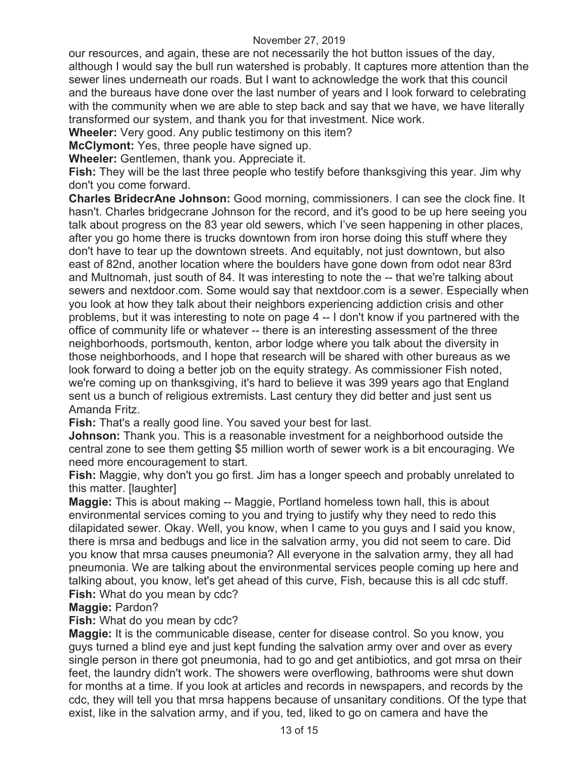our resources, and again, these are not necessarily the hot button issues of the day, although I would say the bull run watershed is probably. It captures more attention than the sewer lines underneath our roads. But I want to acknowledge the work that this council and the bureaus have done over the last number of years and I look forward to celebrating with the community when we are able to step back and say that we have, we have literally transformed our system, and thank you for that investment. Nice work.

**Wheeler:** Very good. Any public testimony on this item?

**McClymont:** Yes, three people have signed up.

**Wheeler:** Gentlemen, thank you. Appreciate it.

**Fish:** They will be the last three people who testify before thanksgiving this year. Jim why don't you come forward.

**Charles BridecrAne Johnson:** Good morning, commissioners. I can see the clock fine. It hasn't. Charles bridgecrane Johnson for the record, and it's good to be up here seeing you talk about progress on the 83 year old sewers, which I've seen happening in other places, after you go home there is trucks downtown from iron horse doing this stuff where they don't have to tear up the downtown streets. And equitably, not just downtown, but also east of 82nd, another location where the boulders have gone down from odot near 83rd and Multnomah, just south of 84. It was interesting to note the -- that we're talking about sewers and nextdoor.com. Some would say that nextdoor.com is a sewer. Especially when you look at how they talk about their neighbors experiencing addiction crisis and other problems, but it was interesting to note on page 4 -- I don't know if you partnered with the office of community life or whatever -- there is an interesting assessment of the three neighborhoods, portsmouth, kenton, arbor lodge where you talk about the diversity in those neighborhoods, and I hope that research will be shared with other bureaus as we look forward to doing a better job on the equity strategy. As commissioner Fish noted, we're coming up on thanksgiving, it's hard to believe it was 399 years ago that England sent us a bunch of religious extremists. Last century they did better and just sent us Amanda Fritz.

**Fish:** That's a really good line. You saved your best for last.

**Johnson:** Thank you. This is a reasonable investment for a neighborhood outside the central zone to see them getting $5 million worth of sewer work is a bit encouraging. We need more encouragement to start.

**Fish:** Maggie, why don't you go first. Jim has a longer speech and probably unrelated to this matter. [laughter]

**Maggie:** This is about making -- Maggie, Portland homeless town hall, this is about environmental services coming to you and trying to justify why they need to redo this dilapidated sewer. Okay. Well, you know, when I came to you guys and I said you know, there is mrsa and bedbugs and lice in the salvation army, you did not seem to care. Did you know that mrsa causes pneumonia? All everyone in the salvation army, they all had pneumonia. We are talking about the environmental services people coming up here and talking about, you know, let's get ahead of this curve, Fish, because this is all cdc stuff.

**Fish:** What do you mean by cdc?

**Maggie:** Pardon?

**Fish:** What do you mean by cdc?

**Maggie:** It is the communicable disease, center for disease control. So you know, you guys turned a blind eye and just kept funding the salvation army over and over as every single person in there got pneumonia, had to go and get antibiotics, and got mrsa on their feet, the laundry didn't work. The showers were overflowing, bathrooms were shut down for months at a time. If you look at articles and records in newspapers, and records by the cdc, they will tell you that mrsa happens because of unsanitary conditions. Of the type that exist, like in the salvation army, and if you, ted, liked to go on camera and have the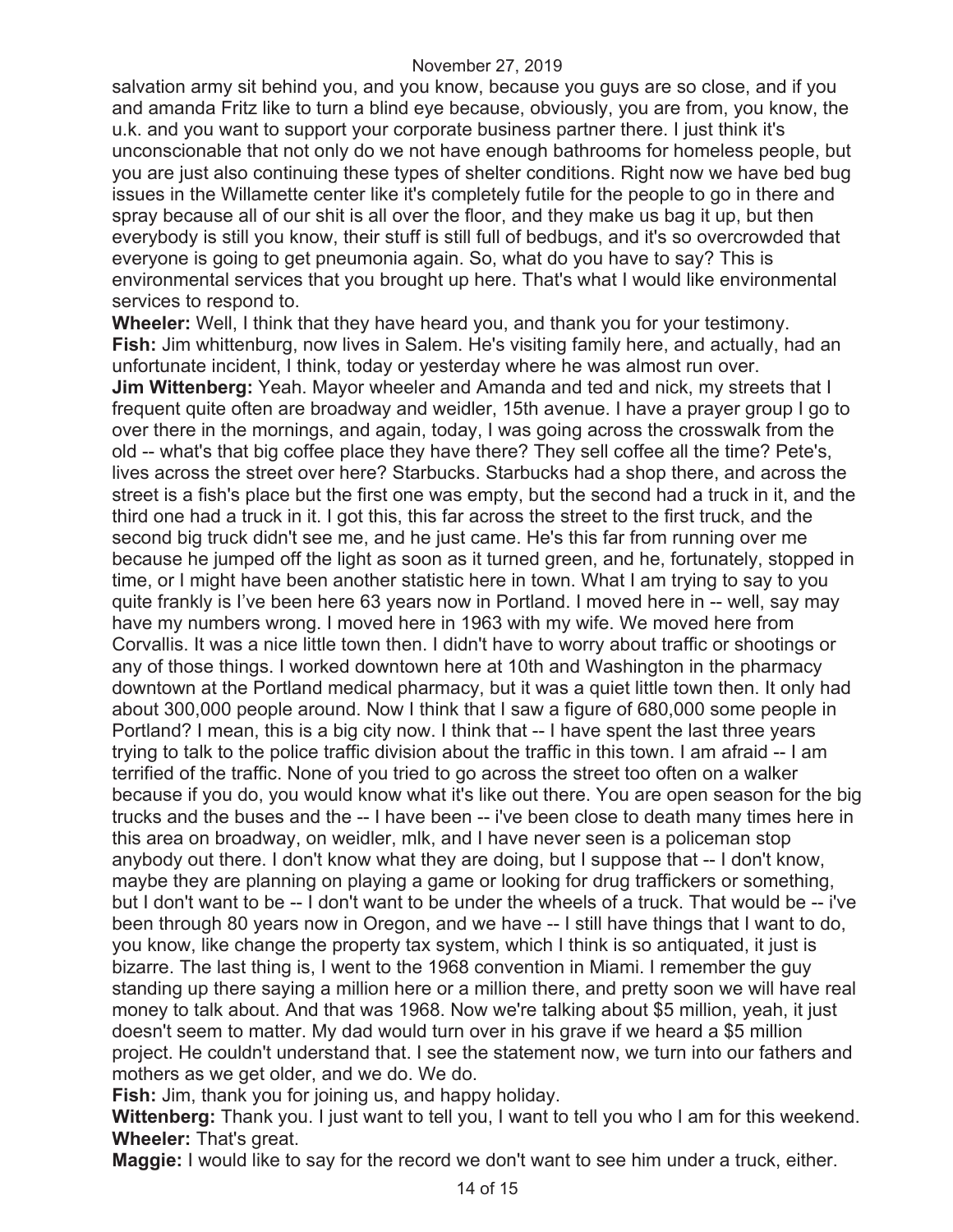salvation army sit behind you, and you know, because you guys are so close, and if you and amanda Fritz like to turn a blind eye because, obviously, you are from, you know, the u.k. and you want to support your corporate business partner there. I just think it's unconscionable that not only do we not have enough bathrooms for homeless people, but you are just also continuing these types of shelter conditions. Right now we have bed bug issues in the Willamette center like it's completely futile for the people to go in there and spray because all of our shit is all over the floor, and they make us bag it up, but then everybody is still you know, their stuff is still full of bedbugs, and it's so overcrowded that everyone is going to get pneumonia again. So, what do you have to say? This is environmental services that you brought up here. That's what I would like environmental services to respond to.

**Wheeler:** Well, I think that they have heard you, and thank you for your testimony.

**Fish:** Jim whittenburg, now lives in Salem. He's visiting family here, and actually, had an unfortunate incident, I think, today or yesterday where he was almost run over.

**Jim Wittenberg:** Yeah. Mayor wheeler and Amanda and ted and nick, my streets that I frequent quite often are broadway and weidler, 15th avenue. I have a prayer group I go to over there in the mornings, and again, today, I was going across the crosswalk from the old -- what's that big coffee place they have there? They sell coffee all the time? Pete's, lives across the street over here? Starbucks. Starbucks had a shop there, and across the street is a fish's place but the first one was empty, but the second had a truck in it, and the third one had a truck in it. I got this, this far across the street to the first truck, and the second big truck didn't see me, and he just came. He's this far from running over me because he jumped off the light as soon as it turned green, and he, fortunately, stopped in time, or I might have been another statistic here in town. What I am trying to say to you quite frankly is I've been here 63 years now in Portland. I moved here in -- well, say may have my numbers wrong. I moved here in 1963 with my wife. We moved here from Corvallis. It was a nice little town then. I didn't have to worry about traffic or shootings or any of those things. I worked downtown here at 10th and Washington in the pharmacy downtown at the Portland medical pharmacy, but it was a quiet little town then. It only had about 300,000 people around. Now I think that I saw a figure of 680,000 some people in Portland? I mean, this is a big city now. I think that -- I have spent the last three years trying to talk to the police traffic division about the traffic in this town. I am afraid -- I am terrified of the traffic. None of you tried to go across the street too often on a walker because if you do, you would know what it's like out there. You are open season for the big trucks and the buses and the -- I have been -- i've been close to death many times here in this area on broadway, on weidler, mlk, and I have never seen is a policeman stop anybody out there. I don't know what they are doing, but I suppose that -- I don't know, maybe they are planning on playing a game or looking for drug traffickers or something, but I don't want to be -- I don't want to be under the wheels of a truck. That would be -- i've been through 80 years now in Oregon, and we have -- I still have things that I want to do, you know, like change the property tax system, which I think is so antiquated, it just is bizarre. The last thing is, I went to the 1968 convention in Miami. I remember the guy standing up there saying a million here or a million there, and pretty soon we will have real money to talk about. And that was 1968. Now we're talking about $5 million, yeah, it just doesn't seem to matter. My dad would turn over in his grave if we heard a $5 million project. He couldn't understand that. I see the statement now, we turn into our fathers and mothers as we get older, and we do. We do.

**Fish:** Jim, thank you for joining us, and happy holiday.

**Wittenberg:** Thank you. I just want to tell you, I want to tell you who I am for this weekend.

**Wheeler:** That's great.

**Maggie:** I would like to say for the record we don't want to see him under a truck, either.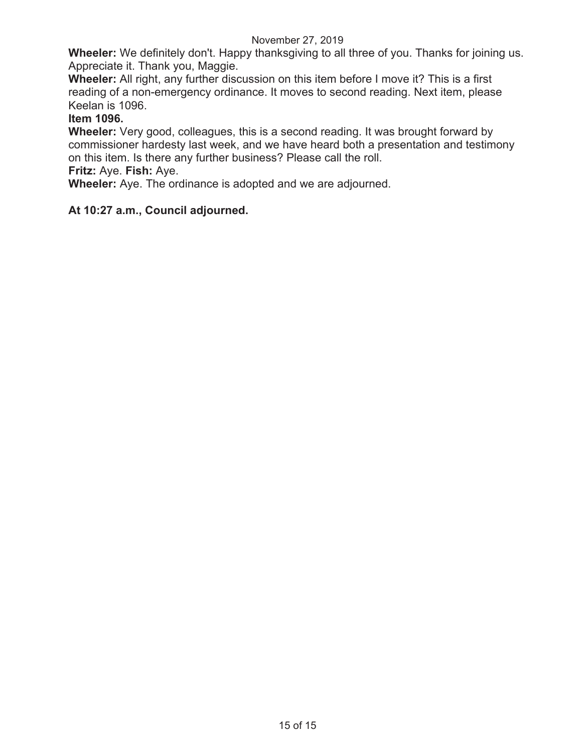**Wheeler:** We definitely don't. Happy thanksgiving to all three of you. Thanks for joining us. Appreciate it. Thank you, Maggie.

**Wheeler:** All right, any further discussion on this item before I move it? This is a first reading of a non-emergency ordinance. It moves to second reading. Next item, please Keelan is 1096.

**Item 1096.**

**Wheeler:** Very good, colleagues, this is a second reading. It was brought forward by commissioner hardesty last week, and we have heard both a presentation and testimony on this item. Is there any further business? Please call the roll.

**Fritz:** Aye. **Fish:** Aye.

**Wheeler:** Aye. The ordinance is adopted and we are adjourned.

**At 10:27 a.m., Council adjourned.**